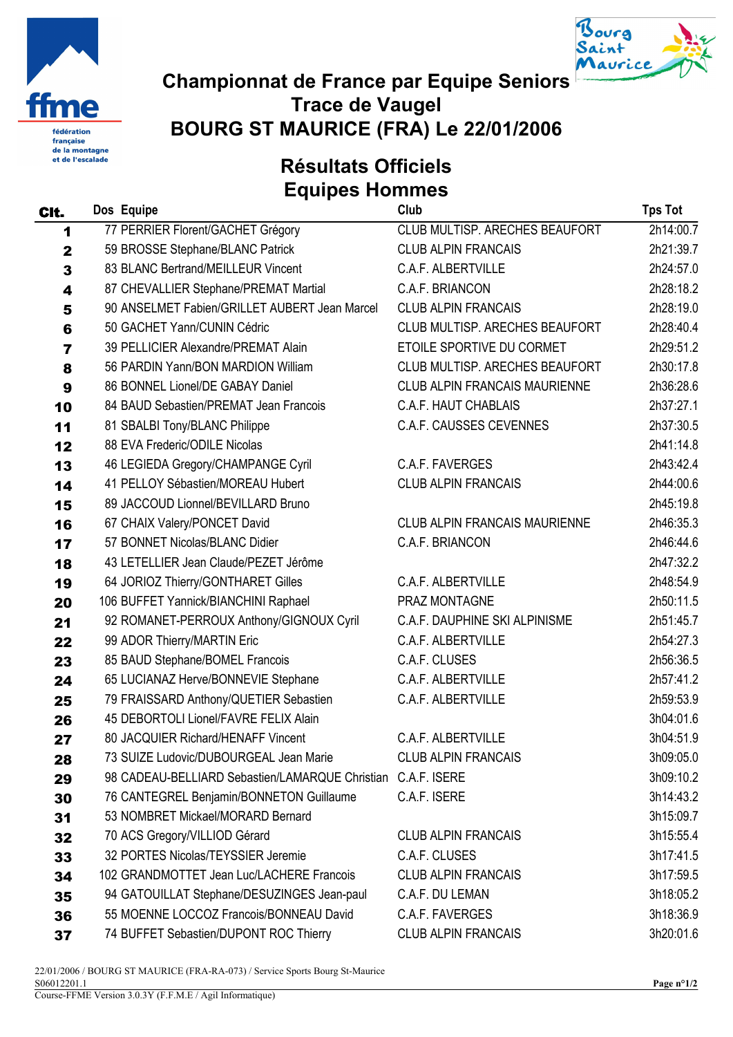# Championnat de France par Equipe Seniors
# Trace de Vaugel
# BOURG ST MAURICE (FRA) Le 22/01/2006

## Résultats Officiels
## Equipes Hommes

| Clt. | Dos | Equipe | Club | Tps Tot |
|---|---|---|---|---|
| 1 | 77 | PERRIER Florent/GACHET Grégory | CLUB MULTISP. ARECHES BEAUFORT | 2h14:00.7 |
| 2 | 59 | BROSSE Stephane/BLANC Patrick | CLUB ALPIN FRANCAIS | 2h21:39.7 |
| 3 | 83 | BLANC Bertrand/MEILLEUR Vincent | C.A.F. ALBERTVILLE | 2h24:57.0 |
| 4 | 87 | CHEVALLIER Stephane/PREMAT Martial | C.A.F. BRIANCON | 2h28:18.2 |
| 5 | 90 | ANSELMET Fabien/GRILLET AUBERT Jean Marcel | CLUB ALPIN FRANCAIS | 2h28:19.0 |
| 6 | 50 | GACHET Yann/CUNIN Cédric | CLUB MULTISP. ARECHES BEAUFORT | 2h28:40.4 |
| 7 | 39 | PELLICIER Alexandre/PREMAT Alain | ETOILE SPORTIVE DU CORMET | 2h29:51.2 |
| 8 | 56 | PARDIN Yann/BON MARDION William | CLUB MULTISP. ARECHES BEAUFORT | 2h30:17.8 |
| 9 | 86 | BONNEL Lionel/DE GABAY Daniel | CLUB ALPIN FRANCAIS MAURIENNE | 2h36:28.6 |
| 10 | 84 | BAUD Sebastien/PREMAT Jean Francois | C.A.F. HAUT CHABLAIS | 2h37:27.1 |
| 11 | 81 | SBALBI Tony/BLANC Philippe | C.A.F. CAUSSES CEVENNES | 2h37:30.5 |
| 12 | 88 | EVA Frederic/ODILE Nicolas | | 2h41:14.8 |
| 13 | 46 | LEGIEDA Gregory/CHAMPANGE Cyril | C.A.F. FAVERGES | 2h43:42.4 |
| 14 | 41 | PELLOY Sébastien/MOREAU Hubert | CLUB ALPIN FRANCAIS | 2h44:00.6 |
| 15 | 89 | JACCOUD Lionnel/BEVILLARD Bruno | | 2h45:19.8 |
| 16 | 67 | CHAIX Valery/PONCET David | CLUB ALPIN FRANCAIS MAURIENNE | 2h46:35.3 |
| 17 | 57 | BONNET Nicolas/BLANC Didier | C.A.F. BRIANCON | 2h46:44.6 |
| 18 | 43 | LETELLIER Jean Claude/PEZET Jérôme | | 2h47:32.2 |
| 19 | 64 | JORIOZ Thierry/GONTHARET Gilles | C.A.F. ALBERTVILLE | 2h48:54.9 |
| 20 | 106 | BUFFET Yannick/BIANCHINI Raphael | PRAZ MONTAGNE | 2h50:11.5 |
| 21 | 92 | ROMANET-PERROUX Anthony/GIGNOUX Cyril | C.A.F. DAUPHINE SKI ALPINISME | 2h51:45.7 |
| 22 | 99 | ADOR Thierry/MARTIN Eric | C.A.F. ALBERTVILLE | 2h54:27.3 |
| 23 | 85 | BAUD Stephane/BOMEL Francois | C.A.F. CLUSES | 2h56:36.5 |
| 24 | 65 | LUCIANAZ Herve/BONNEVIE Stephane | C.A.F. ALBERTVILLE | 2h57:41.2 |
| 25 | 79 | FRAISSARD Anthony/QUETIER Sebastien | C.A.F. ALBERTVILLE | 2h59:53.9 |
| 26 | 45 | DEBORTOLI Lionel/FAVRE FELIX Alain | | 3h04:01.6 |
| 27 | 80 | JACQUIER Richard/HENAFF Vincent | C.A.F. ALBERTVILLE | 3h04:51.9 |
| 28 | 73 | SUIZE Ludovic/DUBOURGEAL Jean Marie | CLUB ALPIN FRANCAIS | 3h09:05.0 |
| 29 | 98 | CADEAU-BELLIARD Sebastien/LAMARQUE Christian | C.A.F. ISERE | 3h09:10.2 |
| 30 | 76 | CANTEGREL Benjamin/BONNETON Guillaume | C.A.F. ISERE | 3h14:43.2 |
| 31 | 53 | NOMBRET Mickael/MORARD Bernard | | 3h15:09.7 |
| 32 | 70 | ACS Gregory/VILLIOD Gérard | CLUB ALPIN FRANCAIS | 3h15:55.4 |
| 33 | 32 | PORTES Nicolas/TEYSSIER Jeremie | C.A.F. CLUSES | 3h17:41.5 |
| 34 | 102 | GRANDMOTTET Jean Luc/LACHERE Francois | CLUB ALPIN FRANCAIS | 3h17:59.5 |
| 35 | 94 | GATOUILLAT Stephane/DESUZINGES Jean-paul | C.A.F. DU LEMAN | 3h18:05.2 |
| 36 | 55 | MOENNE LOCCOZ Francois/BONNEAU David | C.A.F. FAVERGES | 3h18:36.9 |
| 37 | 74 | BUFFET Sebastien/DUPONT ROC Thierry | CLUB ALPIN FRANCAIS | 3h20:01.6 |

22/01/2006 / BOURG ST MAURICE (FRA-RA-073) / Service Sports Bourg St-Maurice
S06012201.1
Course-FFME Version 3.0.3Y (F.F.M.E / Agil Informatique)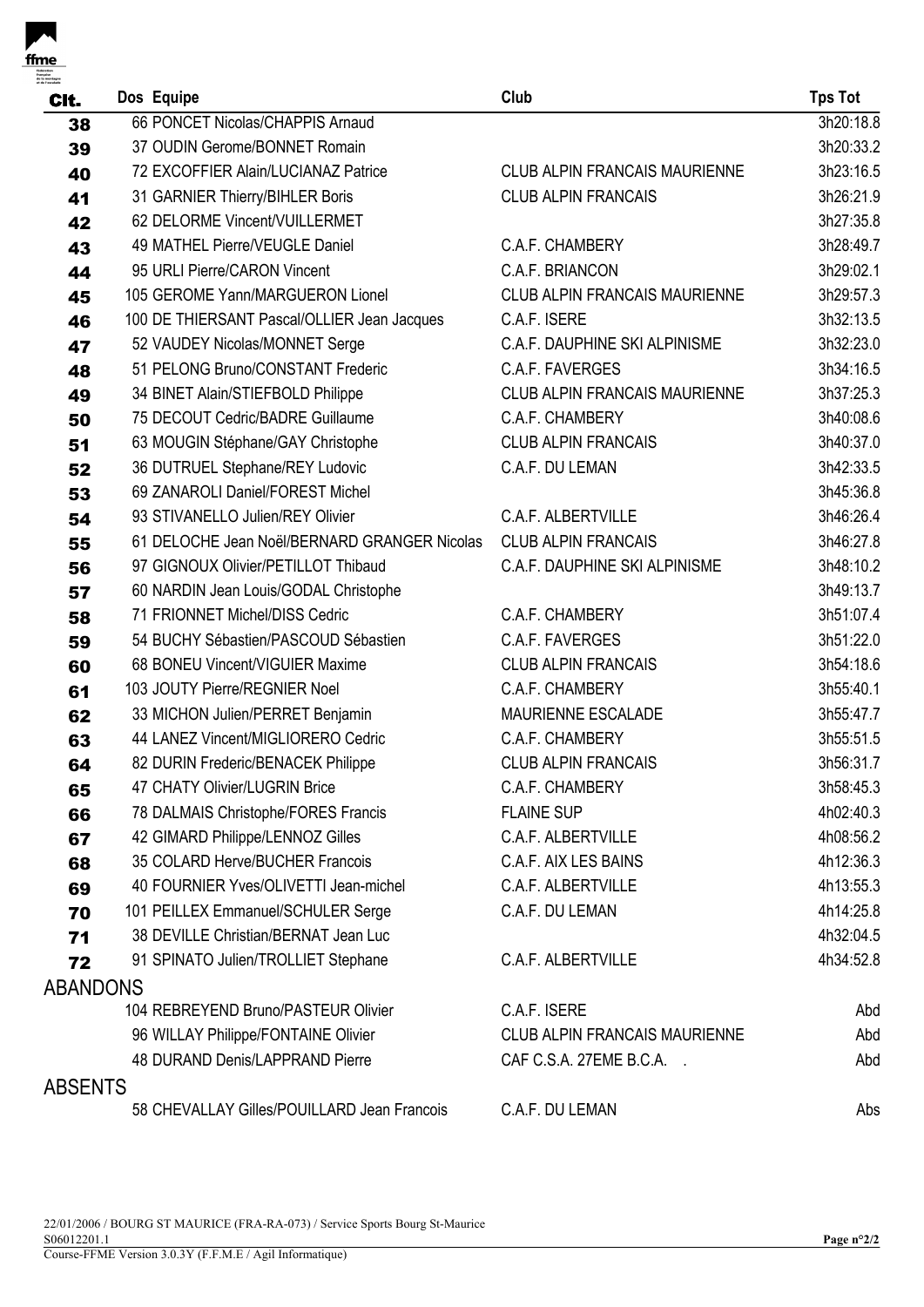| Clt. | Dos | Equipe | Club | Tps Tot |
|---|---|---|---|---|
| 38 | 66 | PONCET Nicolas/CHAPPIS Arnaud | | 3h20:18.8 |
| 39 | 37 | OUDIN Gerome/BONNET Romain | | 3h20:33.2 |
| 40 | 72 | EXCOFFIER Alain/LUCIANAZ Patrice | CLUB ALPIN FRANCAIS MAURIENNE | 3h23:16.5 |
| 41 | 31 | GARNIER Thierry/BIHLER Boris | CLUB ALPIN FRANCAIS | 3h26:21.9 |
| 42 | 62 | DELORME Vincent/VUILLERMET | | 3h27:35.8 |
| 43 | 49 | MATHEL Pierre/VEUGLE Daniel | C.A.F. CHAMBERY | 3h28:49.7 |
| 44 | 95 | URLI Pierre/CARON Vincent | C.A.F. BRIANCON | 3h29:02.1 |
| 45 | 105 | GEROME Yann/MARGUERON Lionel | CLUB ALPIN FRANCAIS MAURIENNE | 3h29:57.3 |
| 46 | 100 | DE THIERSANT Pascal/OLLIER Jean Jacques | C.A.F. ISERE | 3h32:13.5 |
| 47 | 52 | VAUDEY Nicolas/MONNET Serge | C.A.F. DAUPHINE SKI ALPINISME | 3h32:23.0 |
| 48 | 51 | PELONG Bruno/CONSTANT Frederic | C.A.F. FAVERGES | 3h34:16.5 |
| 49 | 34 | BINET Alain/STIEFBOLD Philippe | CLUB ALPIN FRANCAIS MAURIENNE | 3h37:25.3 |
| 50 | 75 | DECOUT Cedric/BADRE Guillaume | C.A.F. CHAMBERY | 3h40:08.6 |
| 51 | 63 | MOUGIN Stéphane/GAY Christophe | CLUB ALPIN FRANCAIS | 3h40:37.0 |
| 52 | 36 | DUTRUEL Stephane/REY Ludovic | C.A.F. DU LEMAN | 3h42:33.5 |
| 53 | 69 | ZANAROLI Daniel/FOREST Michel | | 3h45:36.8 |
| 54 | 93 | STIVANELLO Julien/REY Olivier | C.A.F. ALBERTVILLE | 3h46:26.4 |
| 55 | 61 | DELOCHE Jean Noël/BERNARD GRANGER Nicolas | CLUB ALPIN FRANCAIS | 3h46:27.8 |
| 56 | 97 | GIGNOUX Olivier/PETILLOT Thibaud | C.A.F. DAUPHINE SKI ALPINISME | 3h48:10.2 |
| 57 | 60 | NARDIN Jean Louis/GODAL Christophe | | 3h49:13.7 |
| 58 | 71 | FRIONNET Michel/DISS Cedric | C.A.F. CHAMBERY | 3h51:07.4 |
| 59 | 54 | BUCHY Sébastien/PASCOUD Sébastien | C.A.F. FAVERGES | 3h51:22.0 |
| 60 | 68 | BONEU Vincent/VIGUIER Maxime | CLUB ALPIN FRANCAIS | 3h54:18.6 |
| 61 | 103 | JOUTY Pierre/REGNIER Noel | C.A.F. CHAMBERY | 3h55:40.1 |
| 62 | 33 | MICHON Julien/PERRET Benjamin | MAURIENNE ESCALADE | 3h55:47.7 |
| 63 | 44 | LANEZ Vincent/MIGLIORERO Cedric | C.A.F. CHAMBERY | 3h55:51.5 |
| 64 | 82 | DURIN Frederic/BENACEK Philippe | CLUB ALPIN FRANCAIS | 3h56:31.7 |
| 65 | 47 | CHATY Olivier/LUGRIN Brice | C.A.F. CHAMBERY | 3h58:45.3 |
| 66 | 78 | DALMAIS Christophe/FORES Francis | FLAINE SUP | 4h02:40.3 |
| 67 | 42 | GIMARD Philippe/LENNOZ Gilles | C.A.F. ALBERTVILLE | 4h08:56.2 |
| 68 | 35 | COLARD Herve/BUCHER Francois | C.A.F. AIX LES BAINS | 4h12:36.3 |
| 69 | 40 | FOURNIER Yves/OLIVETTI Jean-michel | C.A.F. ALBERTVILLE | 4h13:55.3 |
| 70 | 101 | PEILLEX Emmanuel/SCHULER Serge | C.A.F. DU LEMAN | 4h14:25.8 |
| 71 | 38 | DEVILLE Christian/BERNAT Jean Luc | | 4h32:04.5 |
| 72 | 91 | SPINATO Julien/TROLLIET Stephane | C.A.F. ALBERTVILLE | 4h34:52.8 |
| **ABANDONS** | | | | |
| | 104 | REBREYEND Bruno/PASTEUR Olivier | C.A.F. ISERE | Abd |
| | 96 | WILLAY Philippe/FONTAINE Olivier | CLUB ALPIN FRANCAIS MAURIENNE | Abd |
| | 48 | DURAND Denis/LAPPRAND Pierre | CAF C.S.A. 27EME B.C.A. . | Abd |
| **ABSENTS** | | | | |
| | 58 | CHEVALLAY Gilles/POUILLARD Jean Francois | C.A.F. DU LEMAN | Abs |

22/01/2006 / BOURG ST MAURICE (FRA-RA-073) / Service Sports Bourg St-Maurice
S06012201.1
Course-FFME Version 3.0.3Y (F.F.M.E / Agil Informatique)